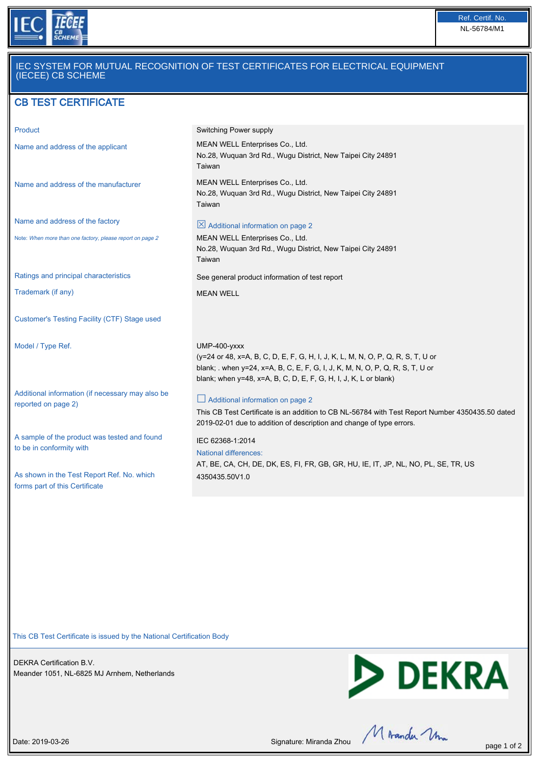Ref. Certif. No.
NL-56784/M1

## IEC SYSTEM FOR MUTUAL RECOGNITION OF TEST CERTIFICATES FOR ELECTRICAL EQUIPMENT (IECEE) CB SCHEME

# CB TEST CERTIFICATE

| | |
|---|---|
| Product | Switching Power supply |
| Name and address of the applicant | MEAN WELL Enterprises Co., Ltd.<br>No.28, Wuquan 3rd Rd., Wugu District, New Taipei City 24891<br>Taiwan |
| Name and address of the manufacturer | MEAN WELL Enterprises Co., Ltd.<br>No.28, Wuquan 3rd Rd., Wugu District, New Taipei City 24891<br>Taiwan |
| Name and address of the factory<br>Note: *When more than one factory, please report on page 2* | ☒ Additional information on page 2<br>MEAN WELL Enterprises Co., Ltd.<br>No.28, Wuquan 3rd Rd., Wugu District, New Taipei City 24891<br>Taiwan |
| Ratings and principal characteristics | See general product information of test report |
| Trademark (if any) | MEAN WELL |
| Customer's Testing Facility (CTF) Stage used | |
| Model / Type Ref. | UMP-400-yxxx<br>(y=24 or 48, x=A, B, C, D, E, F, G, H, I, J, K, L, M, N, O, P, Q, R, S, T, U or blank; . when y=24, x=A, B, C, E, F, G, I, J, K, M, N, O, P, Q, R, S, T, U or blank; when y=48, x=A, B, C, D, E, F, G, H, I, J, K, L or blank) |
| Additional information (if necessary may also be reported on page 2) | ☐ Additional information on page 2<br>This CB Test Certificate is an addition to CB NL-56784 with Test Report Number 4350435.50 dated 2019-02-01 due to addition of description and change of type errors. |
| A sample of the product was tested and found to be in conformity with | IEC 62368-1:2014<br>National differences:<br>AT, BE, CA, CH, DE, DK, ES, FI, FR, GB, GR, HU, IE, IT, JP, NL, NO, PL, SE, TR, US |
| As shown in the Test Report Ref. No. which forms part of this Certificate | 4350435.50V1.0 |

This CB Test Certificate is issued by the National Certification Body

DEKRA Certification B.V.
Meander 1051, NL-6825 MJ Arnhem, Netherlands

DEKRA

Date: 2019-03-26

Signature: Miranda Zhou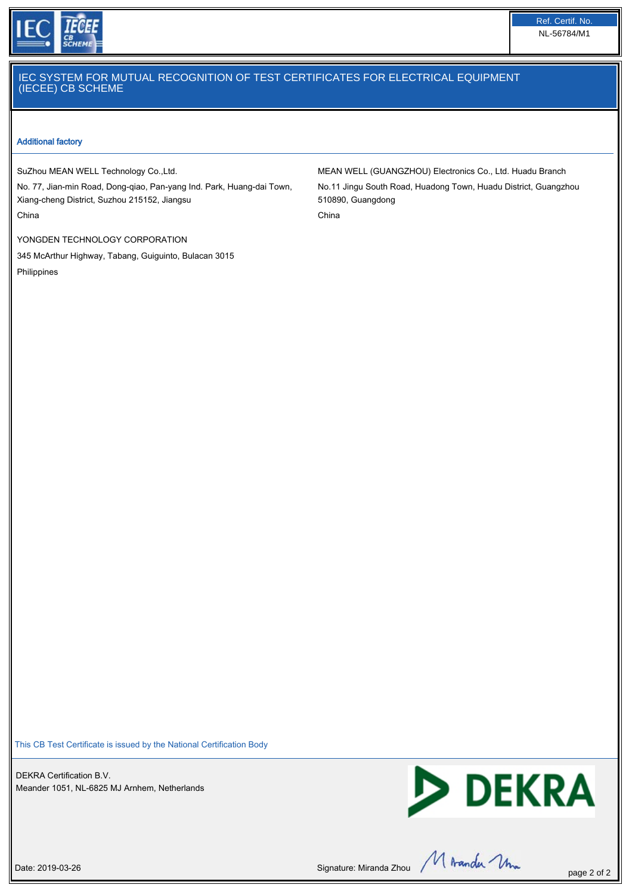Ref. Certif. No.
NL-56784/M1

# IEC SYSTEM FOR MUTUAL RECOGNITION OF TEST CERTIFICATES FOR ELECTRICAL EQUIPMENT (IECEE) CB SCHEME

## Additional factory

SuZhou MEAN WELL Technology Co.,Ltd.
No. 77, Jian-min Road, Dong-qiao, Pan-yang Ind. Park, Huang-dai Town, Xiang-cheng District, Suzhou 215152, Jiangsu
China

MEAN WELL (GUANGZHOU) Electronics Co., Ltd. Huadu Branch
No.11 Jingu South Road, Huadong Town, Huadu District, Guangzhou 510890, Guangdong
China

YONGDEN TECHNOLOGY CORPORATION
345 McArthur Highway, Tabang, Guiguinto, Bulacan 3015
Philippines

This CB Test Certificate is issued by the National Certification Body

DEKRA Certification B.V.
Meander 1051, NL-6825 MJ Arnhem, Netherlands

DEKRA

Date: 2019-03-26

Signature: Miranda Zhou